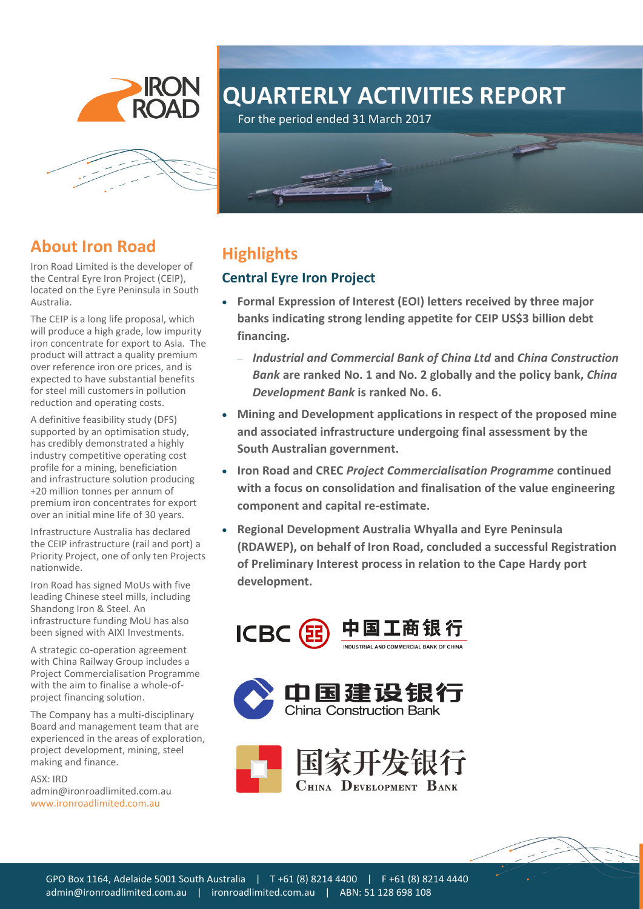# QUARTERLY ACTIVITIES REPORT

For the period ended 31 March 2017

## About Iron Road

Iron Road Limited is the developer of the Central Eyre Iron Project (CEIP), located on the Eyre Peninsula in South Australia.

The CEIP is a long life proposal, which will produce a high grade, low impurity iron concentrate for export to Asia. The product will attract a quality premium over reference iron ore prices, and is expected to have substantial benefits for steel mill customers in pollution reduction and operating costs.

A definitive feasibility study (DFS) supported by an optimisation study, has credibly demonstrated a highly industry competitive operating cost profile for a mining, beneficiation and infrastructure solution producing +20 million tonnes per annum of premium iron concentrates for export over an initial mine life of 30 years.

Infrastructure Australia has declared the CEIP infrastructure (rail and port) a Priority Project, one of only ten Projects nationwide.

Iron Road has signed MoUs with five leading Chinese steel mills, including Shandong Iron & Steel. An infrastructure funding MoU has also been signed with AIXI Investments.

A strategic co-operation agreement with China Railway Group includes a Project Commercialisation Programme with the aim to finalise a whole-of-project financing solution.

The Company has a multi-disciplinary Board and management team that are experienced in the areas of exploration, project development, mining, steel making and finance.

ASX: IRD
admin@ironroadlimited.com.au
www.ironroadlimited.com.au

## Highlights

### Central Eyre Iron Project

- **Formal Expression of Interest (EOI) letters received by three major banks indicating strong lending appetite for CEIP US$3 billion debt financing.**
  - ***Industrial and Commercial Bank of China Ltd* and *China Construction Bank* are ranked No. 1 and No. 2 globally and the policy bank, *China Development Bank* is ranked No. 6.**
- **Mining and Development applications in respect of the proposed mine and associated infrastructure undergoing final assessment by the South Australian government.**
- **Iron Road and CREC *Project Commercialisation Programme* continued with a focus on consolidation and finalisation of the value engineering component and capital re-estimate.**
- **Regional Development Australia Whyalla and Eyre Peninsula (RDAWEP), on behalf of Iron Road, concluded a successful Registration of Preliminary Interest process in relation to the Cape Hardy port development.**

ICBC 中国工商银行 INDUSTRIAL AND COMMERCIAL BANK OF CHINA

中国建设银行 China Construction Bank

国家开发银行 China Development Bank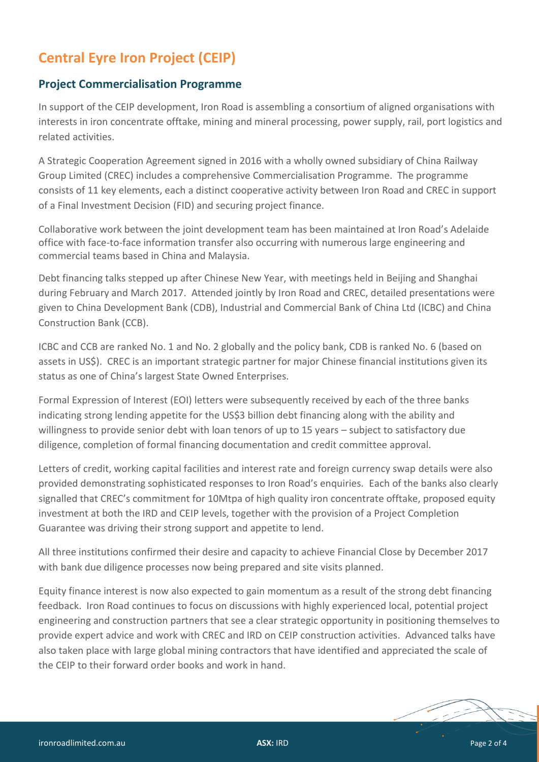# Central Eyre Iron Project (CEIP)

## Project Commercialisation Programme

In support of the CEIP development, Iron Road is assembling a consortium of aligned organisations with interests in iron concentrate offtake, mining and mineral processing, power supply, rail, port logistics and related activities.

A Strategic Cooperation Agreement signed in 2016 with a wholly owned subsidiary of China Railway Group Limited (CREC) includes a comprehensive Commercialisation Programme. The programme consists of 11 key elements, each a distinct cooperative activity between Iron Road and CREC in support of a Final Investment Decision (FID) and securing project finance.

Collaborative work between the joint development team has been maintained at Iron Road's Adelaide office with face-to-face information transfer also occurring with numerous large engineering and commercial teams based in China and Malaysia.

Debt financing talks stepped up after Chinese New Year, with meetings held in Beijing and Shanghai during February and March 2017. Attended jointly by Iron Road and CREC, detailed presentations were given to China Development Bank (CDB), Industrial and Commercial Bank of China Ltd (ICBC) and China Construction Bank (CCB).

ICBC and CCB are ranked No. 1 and No. 2 globally and the policy bank, CDB is ranked No. 6 (based on assets in US$). CREC is an important strategic partner for major Chinese financial institutions given its status as one of China's largest State Owned Enterprises.

Formal Expression of Interest (EOI) letters were subsequently received by each of the three banks indicating strong lending appetite for the US$3 billion debt financing along with the ability and willingness to provide senior debt with loan tenors of up to 15 years – subject to satisfactory due diligence, completion of formal financing documentation and credit committee approval.

Letters of credit, working capital facilities and interest rate and foreign currency swap details were also provided demonstrating sophisticated responses to Iron Road's enquiries. Each of the banks also clearly signalled that CREC's commitment for 10Mtpa of high quality iron concentrate offtake, proposed equity investment at both the IRD and CEIP levels, together with the provision of a Project Completion Guarantee was driving their strong support and appetite to lend.

All three institutions confirmed their desire and capacity to achieve Financial Close by December 2017 with bank due diligence processes now being prepared and site visits planned.

Equity finance interest is now also expected to gain momentum as a result of the strong debt financing feedback. Iron Road continues to focus on discussions with highly experienced local, potential project engineering and construction partners that see a clear strategic opportunity in positioning themselves to provide expert advice and work with CREC and IRD on CEIP construction activities. Advanced talks have also taken place with large global mining contractors that have identified and appreciated the scale of the CEIP to their forward order books and work in hand.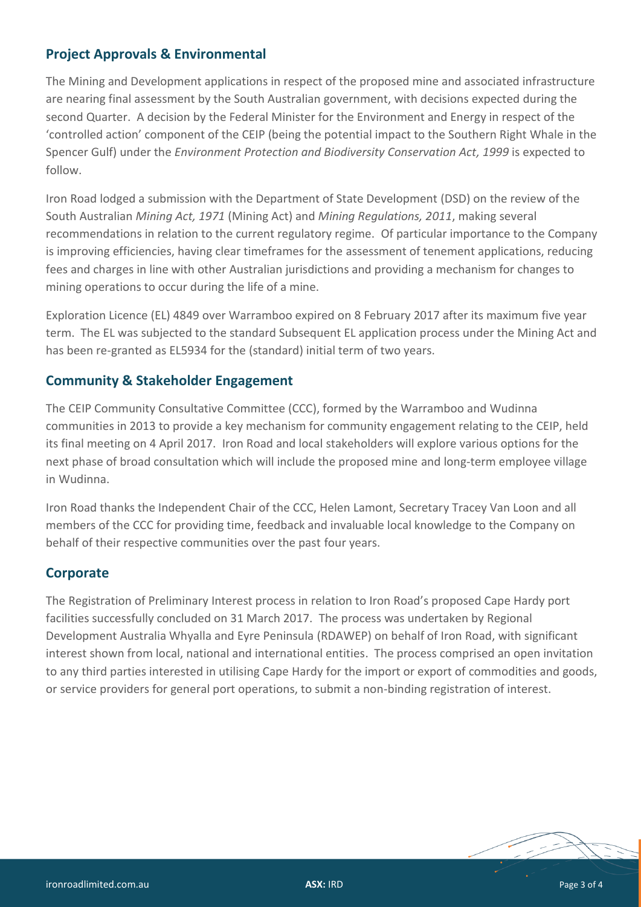## Project Approvals & Environmental

The Mining and Development applications in respect of the proposed mine and associated infrastructure are nearing final assessment by the South Australian government, with decisions expected during the second Quarter. A decision by the Federal Minister for the Environment and Energy in respect of the 'controlled action' component of the CEIP (being the potential impact to the Southern Right Whale in the Spencer Gulf) under the *Environment Protection and Biodiversity Conservation Act, 1999* is expected to follow.

Iron Road lodged a submission with the Department of State Development (DSD) on the review of the South Australian *Mining Act, 1971* (Mining Act) and *Mining Regulations, 2011*, making several recommendations in relation to the current regulatory regime. Of particular importance to the Company is improving efficiencies, having clear timeframes for the assessment of tenement applications, reducing fees and charges in line with other Australian jurisdictions and providing a mechanism for changes to mining operations to occur during the life of a mine.

Exploration Licence (EL) 4849 over Warramboo expired on 8 February 2017 after its maximum five year term. The EL was subjected to the standard Subsequent EL application process under the Mining Act and has been re-granted as EL5934 for the (standard) initial term of two years.

## Community & Stakeholder Engagement

The CEIP Community Consultative Committee (CCC), formed by the Warramboo and Wudinna communities in 2013 to provide a key mechanism for community engagement relating to the CEIP, held its final meeting on 4 April 2017. Iron Road and local stakeholders will explore various options for the next phase of broad consultation which will include the proposed mine and long-term employee village in Wudinna.

Iron Road thanks the Independent Chair of the CCC, Helen Lamont, Secretary Tracey Van Loon and all members of the CCC for providing time, feedback and invaluable local knowledge to the Company on behalf of their respective communities over the past four years.

## Corporate

The Registration of Preliminary Interest process in relation to Iron Road's proposed Cape Hardy port facilities successfully concluded on 31 March 2017. The process was undertaken by Regional Development Australia Whyalla and Eyre Peninsula (RDAWEP) on behalf of Iron Road, with significant interest shown from local, national and international entities. The process comprised an open invitation to any third parties interested in utilising Cape Hardy for the import or export of commodities and goods, or service providers for general port operations, to submit a non-binding registration of interest.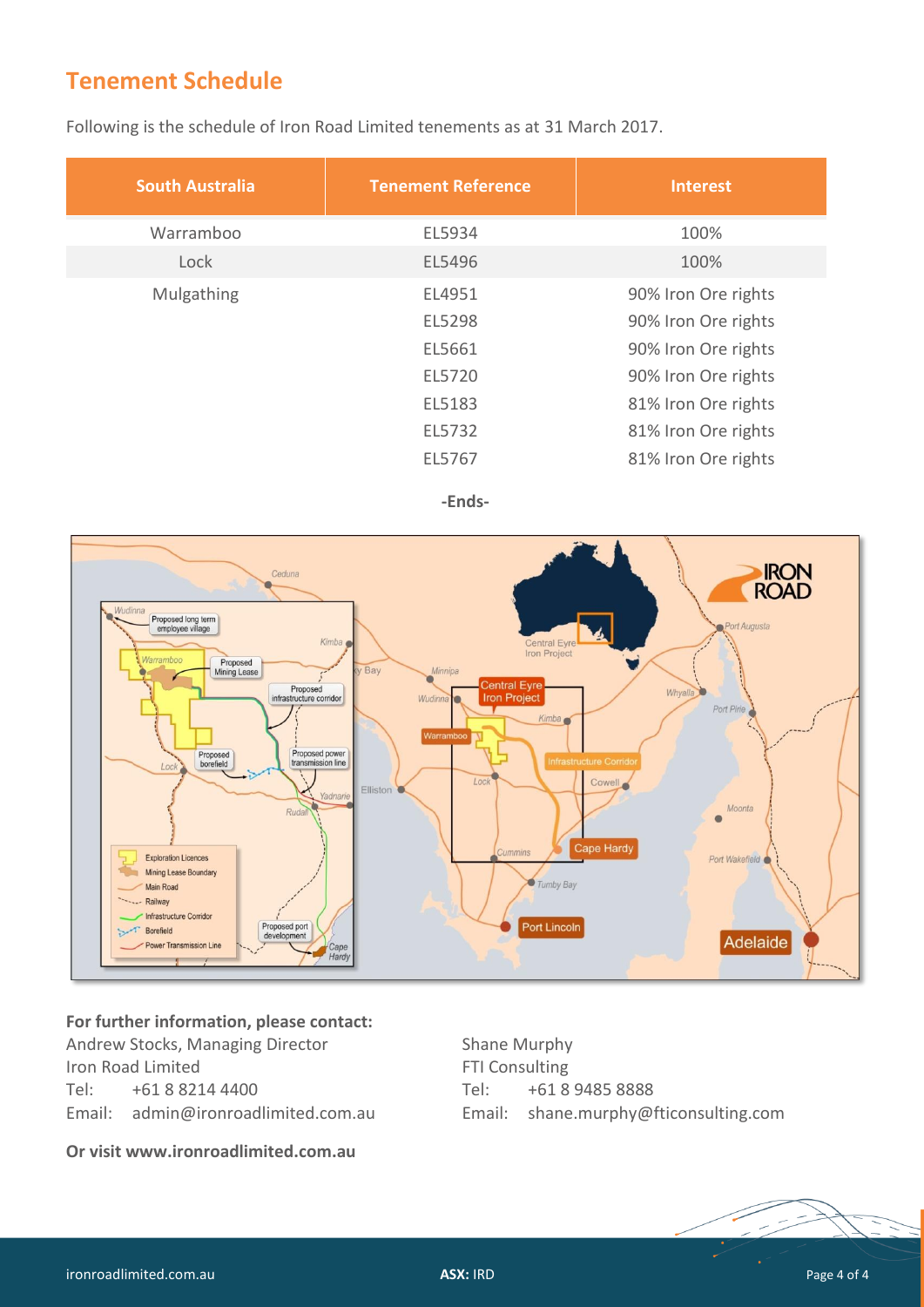## Tenement Schedule

Following is the schedule of Iron Road Limited tenements as at 31 March 2017.

| South Australia | Tenement Reference | Interest |
|---|---|---|
| Warramboo | EL5934 | 100% |
| Lock | EL5496 | 100% |
| Mulgathing | EL4951 | 90% Iron Ore rights |
| | EL5298 | 90% Iron Ore rights |
| | EL5661 | 90% Iron Ore rights |
| | EL5720 | 90% Iron Ore rights |
| | EL5183 | 81% Iron Ore rights |
| | EL5732 | 81% Iron Ore rights |
| | EL5767 | 81% Iron Ore rights |

**-Ends-**

**For further information, please contact:**

Andrew Stocks, Managing Director
Iron Road Limited
Tel: +61 8 8214 4400
Email: admin@ironroadlimited.com.au

Shane Murphy
FTI Consulting
Tel: +61 8 9485 8888
Email: shane.murphy@fticonsulting.com

**Or visit www.ironroadlimited.com.au**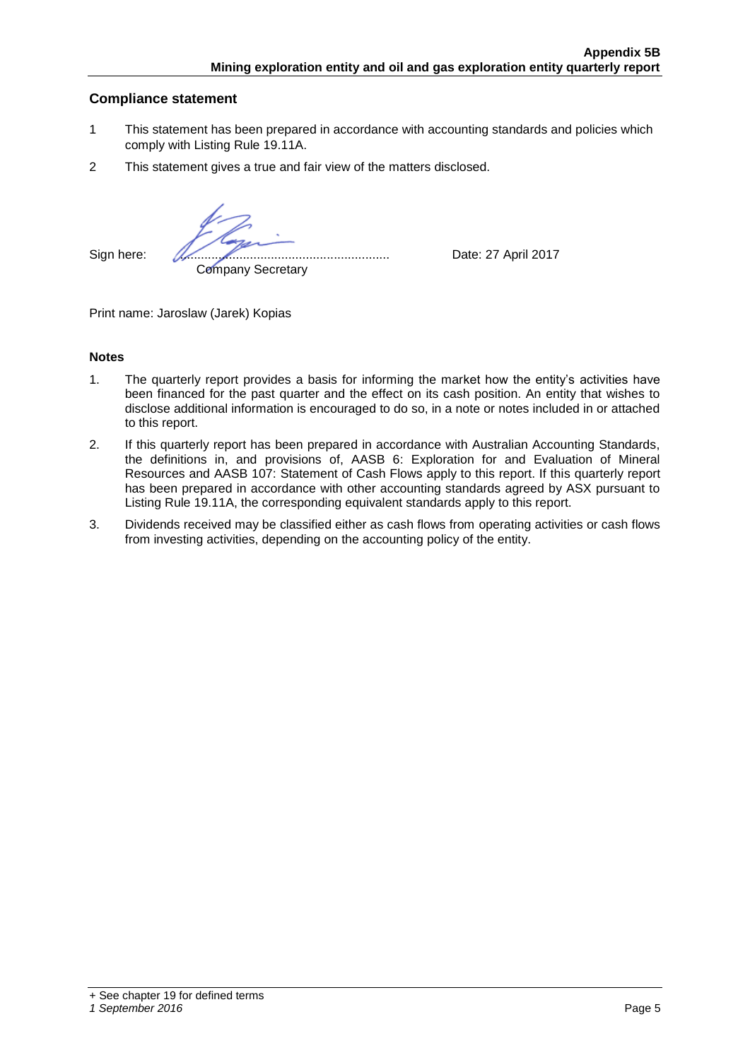## Compliance statement

1 This statement has been prepared in accordance with accounting standards and policies which comply with Listing Rule 19.11A.

2 This statement gives a true and fair view of the matters disclosed.

Sign here: ............................................................ Date: 27 April 2017
Company Secretary

Print name: Jaroslaw (Jarek) Kopias

### Notes

1. The quarterly report provides a basis for informing the market how the entity's activities have been financed for the past quarter and the effect on its cash position. An entity that wishes to disclose additional information is encouraged to do so, in a note or notes included in or attached to this report.
2. If this quarterly report has been prepared in accordance with Australian Accounting Standards, the definitions in, and provisions of, AASB 6: Exploration for and Evaluation of Mineral Resources and AASB 107: Statement of Cash Flows apply to this report. If this quarterly report has been prepared in accordance with other accounting standards agreed by ASX pursuant to Listing Rule 19.11A, the corresponding equivalent standards apply to this report.
3. Dividends received may be classified either as cash flows from operating activities or cash flows from investing activities, depending on the accounting policy of the entity.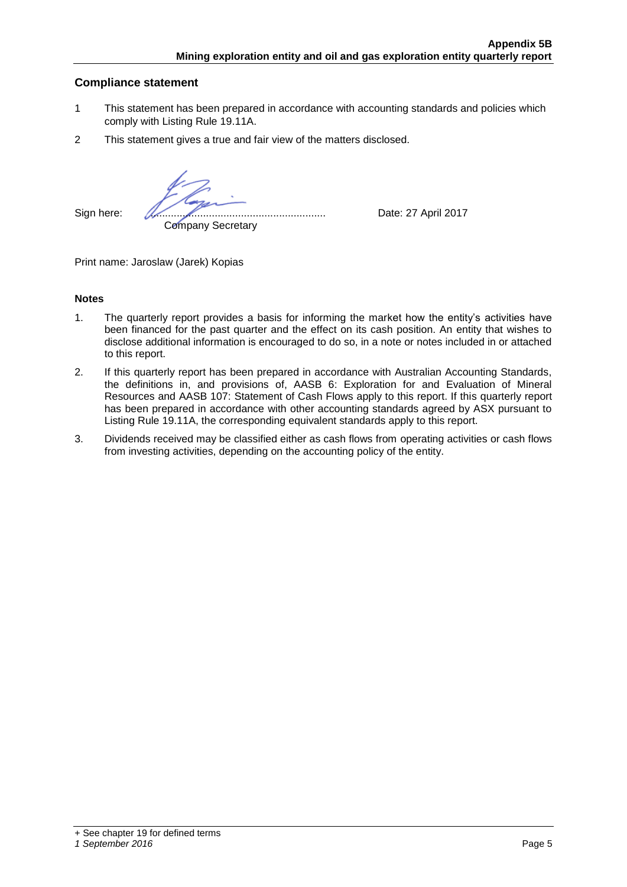## Compliance statement

1. This statement has been prepared in accordance with accounting standards and policies which comply with Listing Rule 19.11A.
2. This statement gives a true and fair view of the matters disclosed.

Sign here: ............................................................ Date: 27 April 2017
Company Secretary

Print name: Jaroslaw (Jarek) Kopias

### Notes

1. The quarterly report provides a basis for informing the market how the entity's activities have been financed for the past quarter and the effect on its cash position. An entity that wishes to disclose additional information is encouraged to do so, in a note or notes included in or attached to this report.
2. If this quarterly report has been prepared in accordance with Australian Accounting Standards, the definitions in, and provisions of, AASB 6: Exploration for and Evaluation of Mineral Resources and AASB 107: Statement of Cash Flows apply to this report. If this quarterly report has been prepared in accordance with other accounting standards agreed by ASX pursuant to Listing Rule 19.11A, the corresponding equivalent standards apply to this report.
3. Dividends received may be classified either as cash flows from operating activities or cash flows from investing activities, depending on the accounting policy of the entity.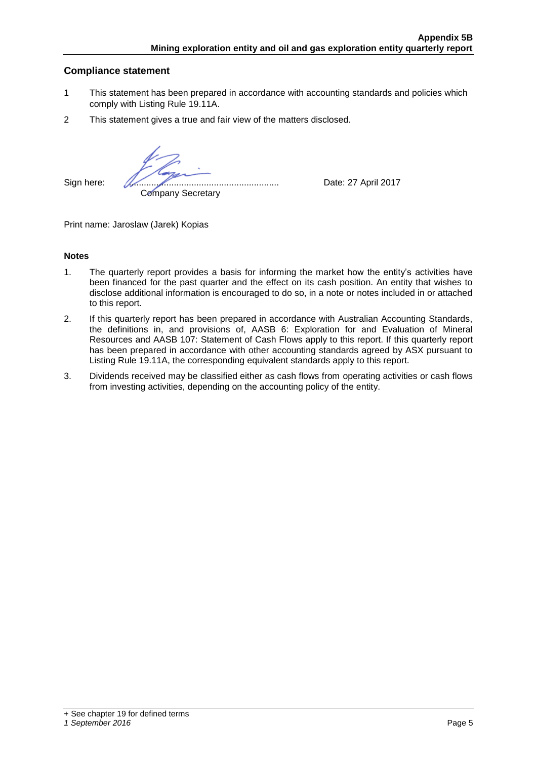## Compliance statement

1 This statement has been prepared in accordance with accounting standards and policies which comply with Listing Rule 19.11A.

2 This statement gives a true and fair view of the matters disclosed.

Sign here: ............................................................ Date: 27 April 2017
Company Secretary

Print name: Jaroslaw (Jarek) Kopias

### Notes

1. The quarterly report provides a basis for informing the market how the entity's activities have been financed for the past quarter and the effect on its cash position. An entity that wishes to disclose additional information is encouraged to do so, in a note or notes included in or attached to this report.

2. If this quarterly report has been prepared in accordance with Australian Accounting Standards, the definitions in, and provisions of, AASB 6: Exploration for and Evaluation of Mineral Resources and AASB 107: Statement of Cash Flows apply to this report. If this quarterly report has been prepared in accordance with other accounting standards agreed by ASX pursuant to Listing Rule 19.11A, the corresponding equivalent standards apply to this report.

3. Dividends received may be classified either as cash flows from operating activities or cash flows from investing activities, depending on the accounting policy of the entity.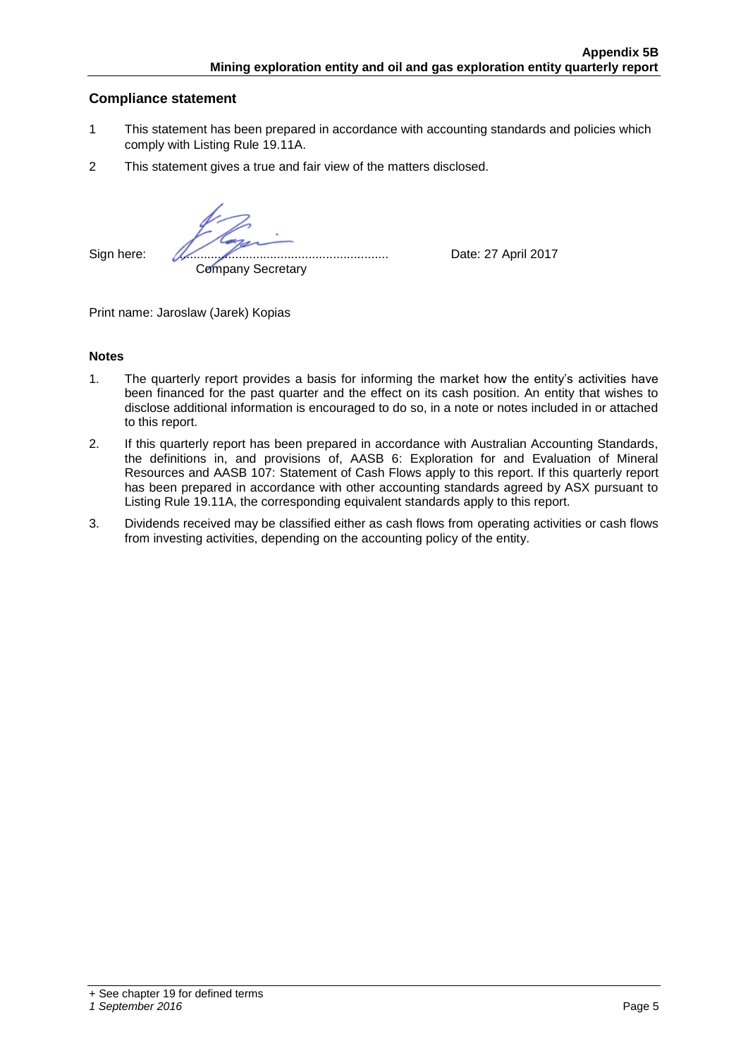## Compliance statement

1 This statement has been prepared in accordance with accounting standards and policies which comply with Listing Rule 19.11A.

2 This statement gives a true and fair view of the matters disclosed.

Sign here: ............................................................ Date: 27 April 2017
Company Secretary

Print name: Jaroslaw (Jarek) Kopias

**Notes**

1. The quarterly report provides a basis for informing the market how the entity's activities have been financed for the past quarter and the effect on its cash position. An entity that wishes to disclose additional information is encouraged to do so, in a note or notes included in or attached to this report.

2. If this quarterly report has been prepared in accordance with Australian Accounting Standards, the definitions in, and provisions of, AASB 6: Exploration for and Evaluation of Mineral Resources and AASB 107: Statement of Cash Flows apply to this report. If this quarterly report has been prepared in accordance with other accounting standards agreed by ASX pursuant to Listing Rule 19.11A, the corresponding equivalent standards apply to this report.

3. Dividends received may be classified either as cash flows from operating activities or cash flows from investing activities, depending on the accounting policy of the entity.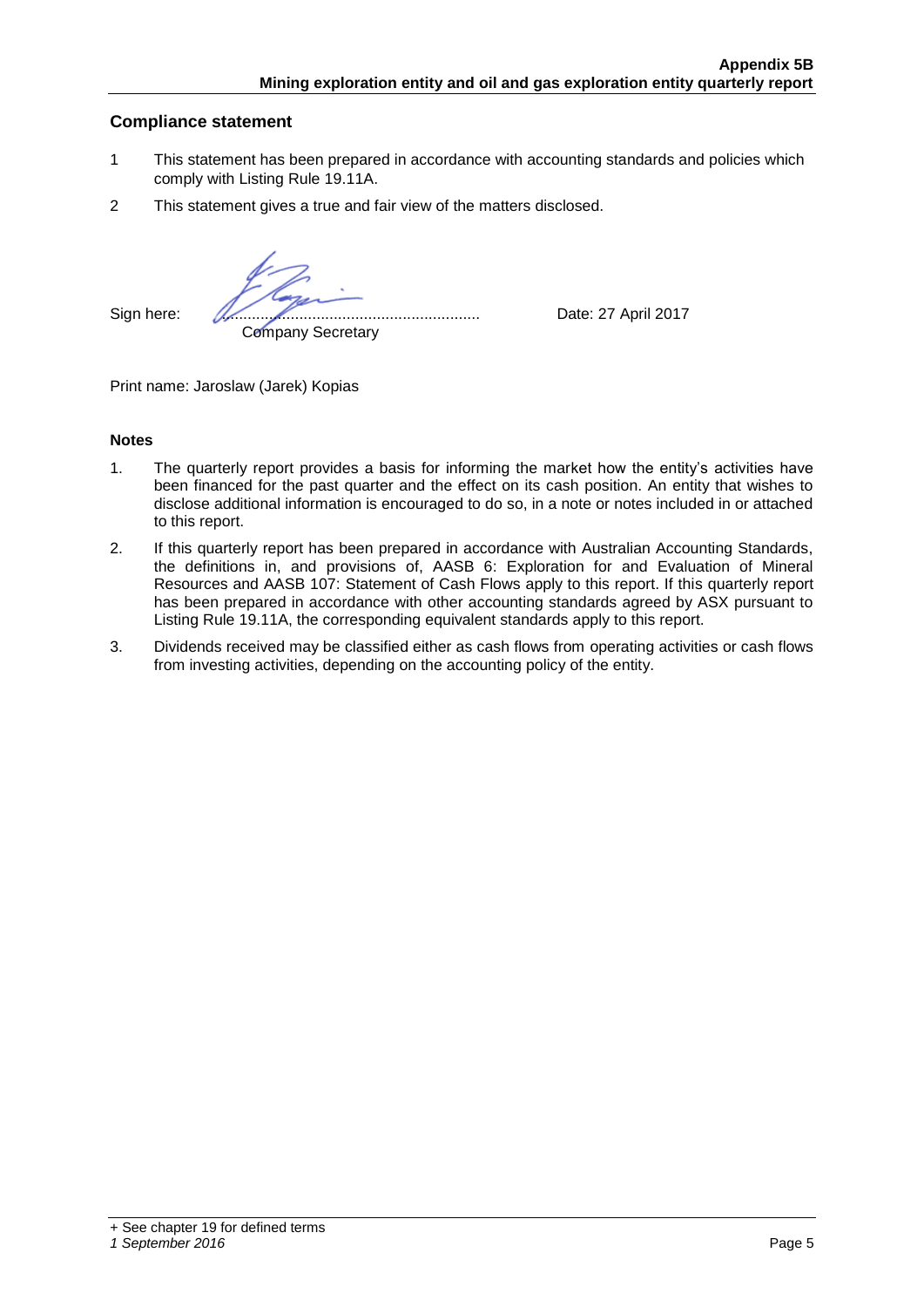## Compliance statement

1 This statement has been prepared in accordance with accounting standards and policies which comply with Listing Rule 19.11A.

2 This statement gives a true and fair view of the matters disclosed.

Sign here: ............................................................ Date: 27 April 2017
Company Secretary

Print name: Jaroslaw (Jarek) Kopias

### Notes

1. The quarterly report provides a basis for informing the market how the entity's activities have been financed for the past quarter and the effect on its cash position. An entity that wishes to disclose additional information is encouraged to do so, in a note or notes included in or attached to this report.

2. If this quarterly report has been prepared in accordance with Australian Accounting Standards, the definitions in, and provisions of, AASB 6: Exploration for and Evaluation of Mineral Resources and AASB 107: Statement of Cash Flows apply to this report. If this quarterly report has been prepared in accordance with other accounting standards agreed by ASX pursuant to Listing Rule 19.11A, the corresponding equivalent standards apply to this report.

3. Dividends received may be classified either as cash flows from operating activities or cash flows from investing activities, depending on the accounting policy of the entity.